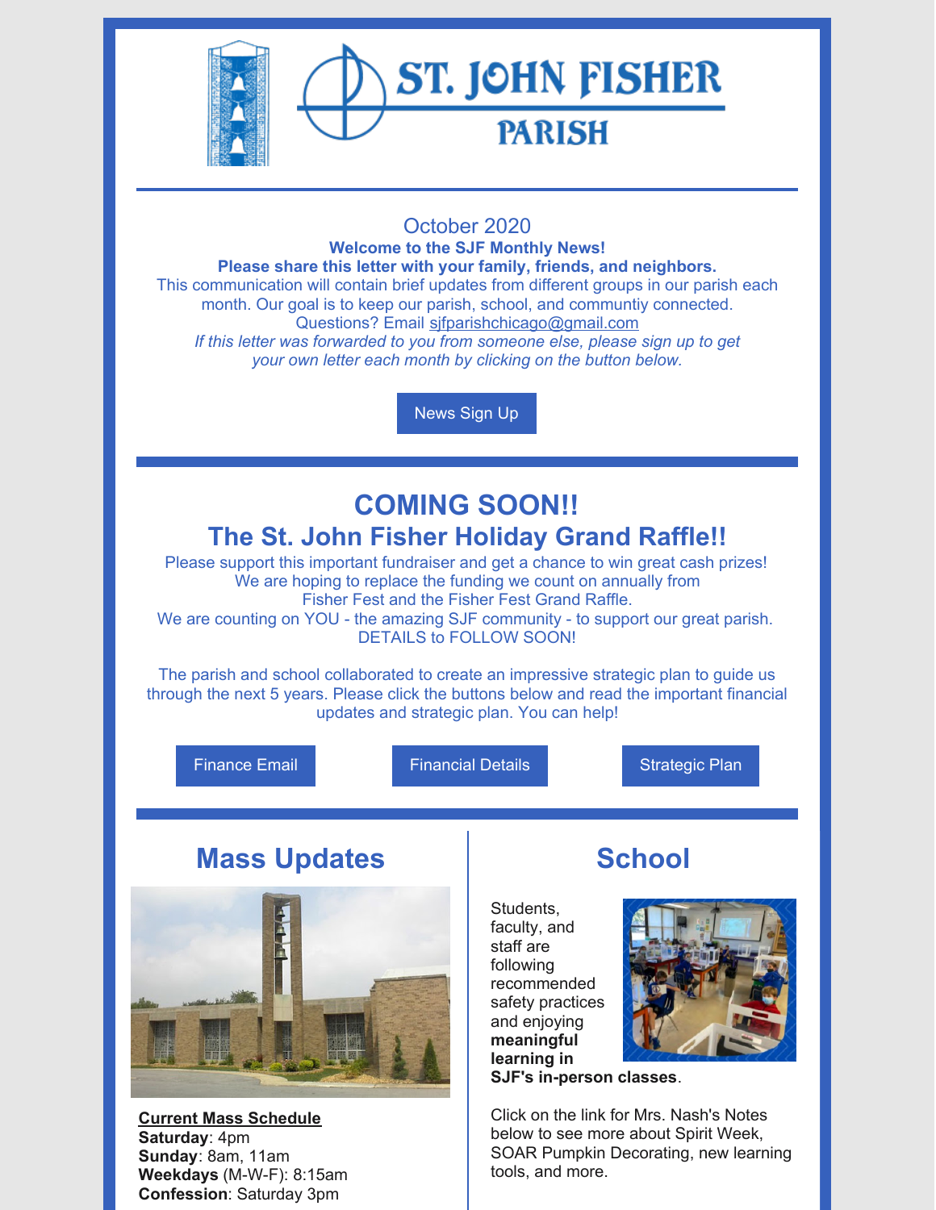ST. JOHN FISHER PARISH

October 2020

**Welcome to the SJF Monthly News!**

**Please share this letter with your family, friends, and neighbors.**

This communication will contain brief updates from different groups in our parish each month. Our goal is to keep our parish, school, and communtiy connected.

Questions? Email sjfparishchicago@gmail.com

*If this letter was forwarded to you from someone else, please sign up to get your own letter each month by clicking on the button below.*

News Sign Up

## COMING SOON!!
## The St. John Fisher Holiday Grand Raffle!!

Please support this important fundraiser and get a chance to win great cash prizes!
We are hoping to replace the funding we count on annually from
Fisher Fest and the Fisher Fest Grand Raffle.
We are counting on YOU - the amazing SJF community - to support our great parish.
DETAILS to FOLLOW SOON!

The parish and school collaborated to create an impressive strategic plan to guide us through the next 5 years. Please click the buttons below and read the important financial updates and strategic plan. You can help!

Finance Email | Financial Details | Strategic Plan

## Mass Updates

**Current Mass Schedule**
**Saturday**: 4pm
**Sunday**: 8am, 11am
**Weekdays** (M-W-F): 8:15am
**Confession**: Saturday 3pm

## School

Students, faculty, and staff are following recommended safety practices and enjoying **meaningful learning in SJF's in-person classes**.

Click on the link for Mrs. Nash's Notes below to see more about Spirit Week, SOAR Pumpkin Decorating, new learning tools, and more.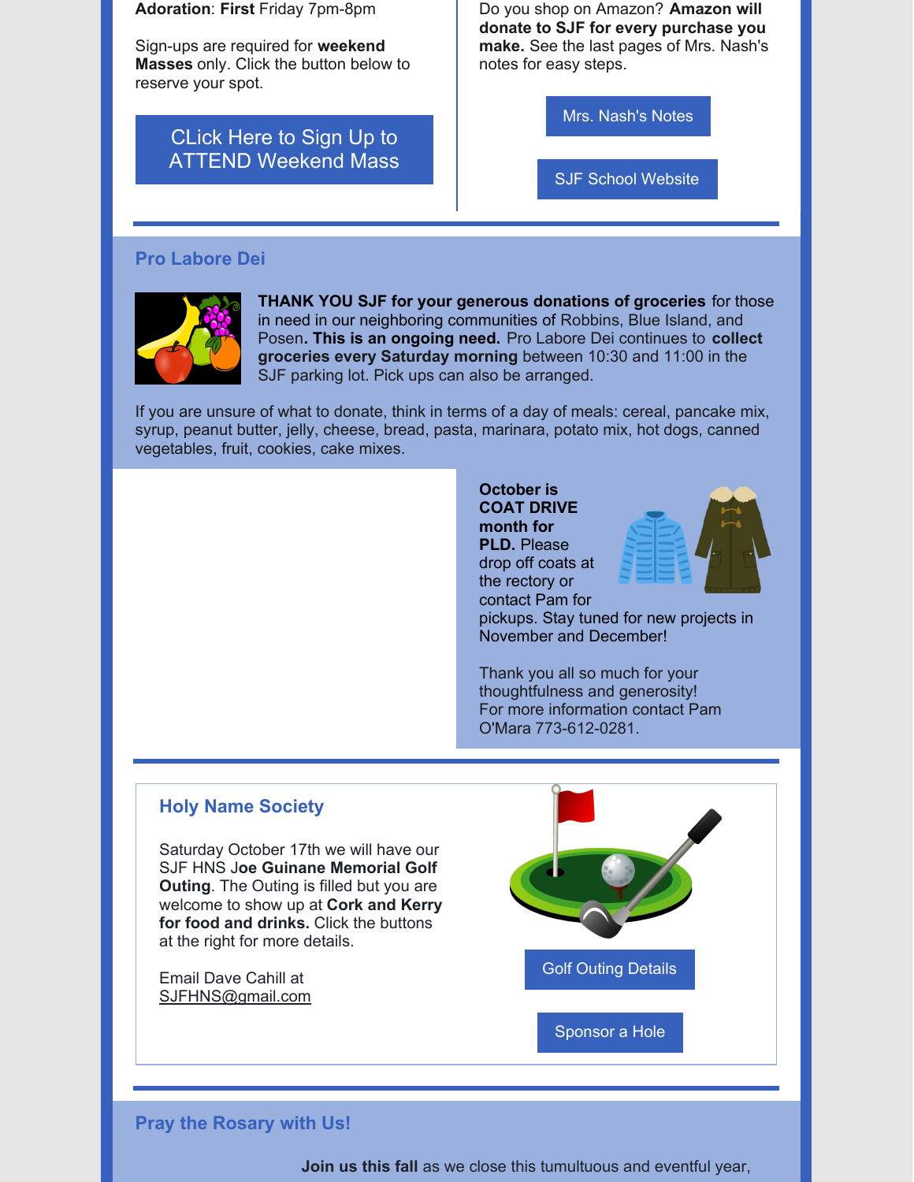**Adoration**: **First** Friday 7pm-8pm

Sign-ups are required for **weekend Masses** only. Click the button below to reserve your spot.

CLick Here to Sign Up to ATTEND Weekend Mass

Do you shop on Amazon? **Amazon will donate to SJF for every purchase you make.** See the last pages of Mrs. Nash's notes for easy steps.

Mrs. Nash's Notes

SJF School Website

## Pro Labore Dei

**THANK YOU SJF for your generous donations of groceries** for those in need in our neighboring communities of Robbins, Blue Island, and Posen**. This is an ongoing need.** Pro Labore Dei continues to **collect groceries every Saturday morning** between 10:30 and 11:00 in the SJF parking lot. Pick ups can also be arranged.

If you are unsure of what to donate, think in terms of a day of meals: cereal, pancake mix, syrup, peanut butter, jelly, cheese, bread, pasta, marinara, potato mix, hot dogs, canned vegetables, fruit, cookies, cake mixes.

**October is COAT DRIVE month for PLD.** Please drop off coats at the rectory or contact Pam for pickups. Stay tuned for new projects in November and December!

Thank you all so much for your thoughtfulness and generosity!
For more information contact Pam O'Mara 773-612-0281.

## Holy Name Society

Saturday October 17th we will have our SJF HNS **Joe Guinane Memorial Golf Outing**. The Outing is filled but you are welcome to show up at **Cork and Kerry for food and drinks.** Click the buttons at the right for more details.

Email Dave Cahill at
SJFHNS@gmail.com

Golf Outing Details

Sponsor a Hole

## Pray the Rosary with Us!

**Join us this fall** as we close this tumultuous and eventful year,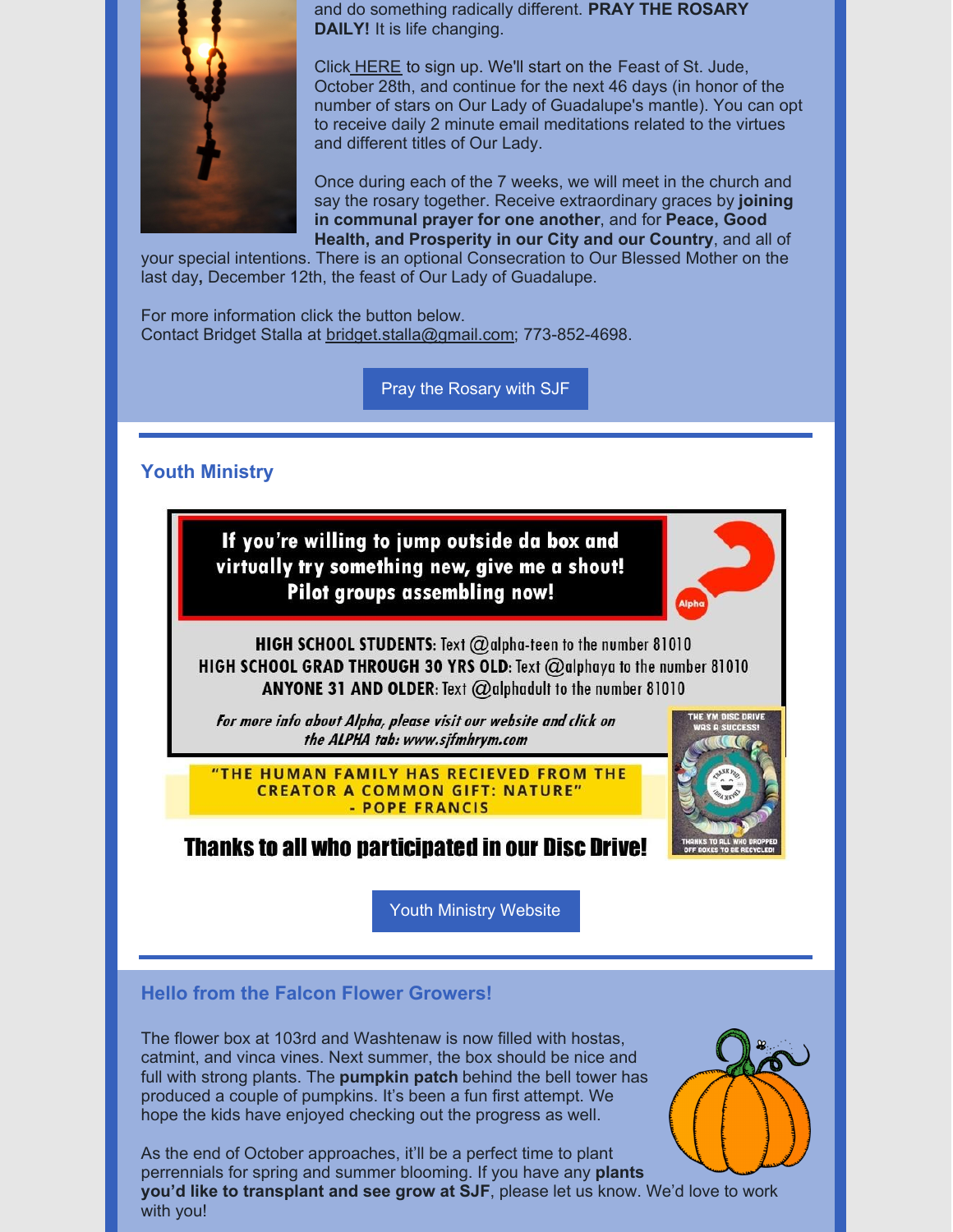and do something radically different. **PRAY THE ROSARY DAILY!** It is life changing.

Click HERE to sign up. We'll start on the Feast of St. Jude, October 28th, and continue for the next 46 days (in honor of the number of stars on Our Lady of Guadalupe's mantle). You can opt to receive daily 2 minute email meditations related to the virtues and different titles of Our Lady.

Once during each of the 7 weeks, we will meet in the church and say the rosary together. Receive extraordinary graces by **joining in communal prayer for one another**, and for **Peace, Good Health, and Prosperity in our City and our Country**, and all of your special intentions. There is an optional Consecration to Our Blessed Mother on the last day**,** December 12th, the feast of Our Lady of Guadalupe.

For more information click the button below.
Contact Bridget Stalla at bridget.stalla@gmail.com; 773-852-4698.

Pray the Rosary with SJF

---

## Youth Ministry

**If you're willing to jump outside da box and virtually try something new, give me a shout! Pilot groups assembling now!**

Alpha

**HIGH SCHOOL STUDENTS**: Text @alpha-teen to the number 81010
**HIGH SCHOOL GRAD THROUGH 30 YRS OLD**: Text @alphaya to the number 81010
**ANYONE 31 AND OLDER**: Text @alphadult to the number 81010

*For more info about Alpha, please visit our website and click on the ALPHA tab: www.sjfmhrym.com*

"THE HUMAN FAMILY HAS RECIEVED FROM THE CREATOR A COMMON GIFT: NATURE" - POPE FRANCIS

**Thanks to all who participated in our Disc Drive!**

THE YM DISC DRIVE WAS A SUCCESS! THANKS TO ALL WHO DROPPED OFF BOXES TO BE RECYCLED!

Youth Ministry Website

---

## Hello from the Falcon Flower Growers!

The flower box at 103rd and Washtenaw is now filled with hostas, catmint, and vinca vines. Next summer, the box should be nice and full with strong plants. The **pumpkin patch** behind the bell tower has produced a couple of pumpkins. It's been a fun first attempt. We hope the kids have enjoyed checking out the progress as well.

As the end of October approaches, it'll be a perfect time to plant perrennials for spring and summer blooming. If you have any **plants you'd like to transplant and see grow at SJF**, please let us know. We'd love to work with you!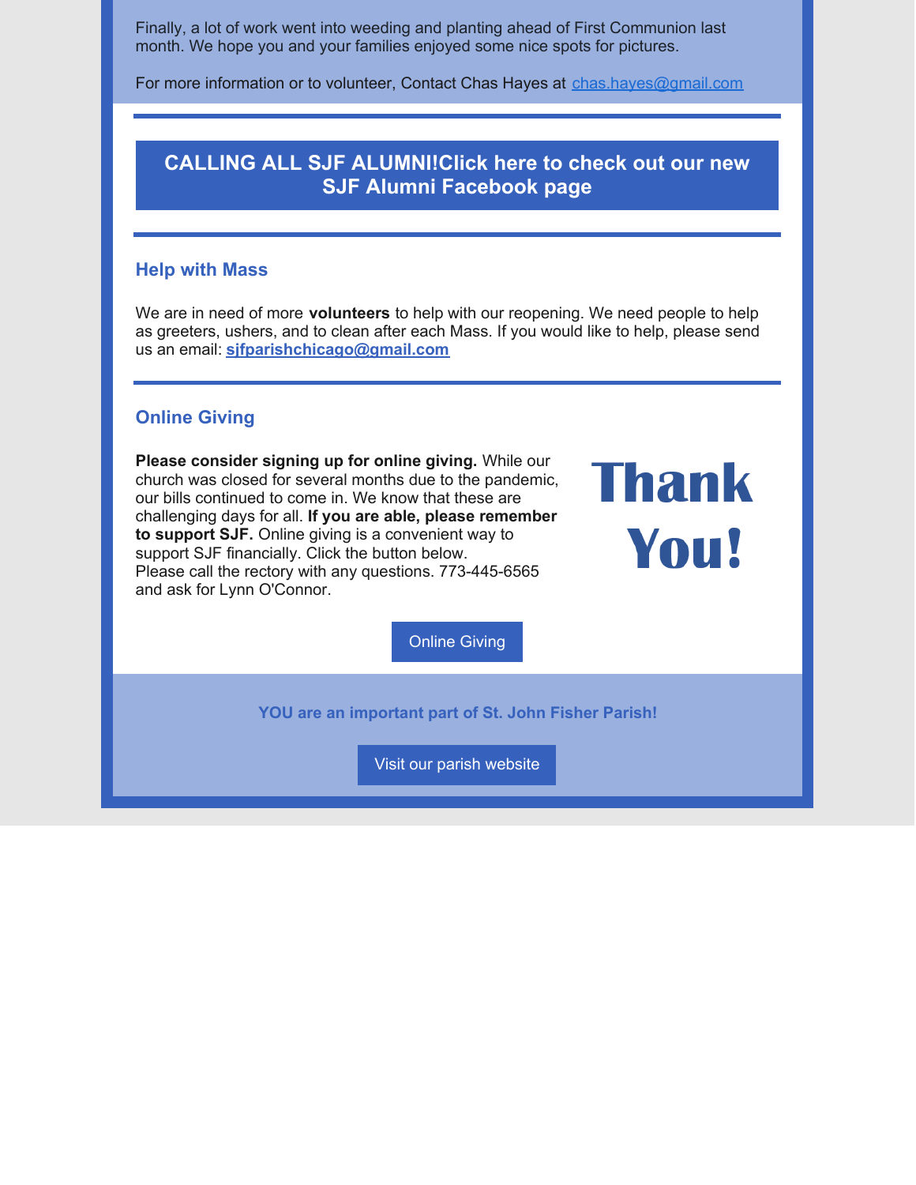Finally, a lot of work went into weeding and planting ahead of First Communion last month. We hope you and your families enjoyed some nice spots for pictures.

For more information or to volunteer, Contact Chas Hayes at chas.hayes@gmail.com

**CALLING ALL SJF ALUMNI!Click here to check out our new SJF Alumni Facebook page**

## Help with Mass

We are in need of more **volunteers** to help with our reopening. We need people to help as greeters, ushers, and to clean after each Mass. If you would like to help, please send us an email: **sjfparishchicago@gmail.com**

## Online Giving

**Please consider signing up for online giving.** While our church was closed for several months due to the pandemic, our bills continued to come in. We know that these are challenging days for all. **If you are able, please remember to support SJF.** Online giving is a convenient way to support SJF financially. Click the button below.
Please call the rectory with any questions. 773-445-6565 and ask for Lynn O'Connor.

**Thank You!**

Online Giving

**YOU are an important part of St. John Fisher Parish!**

Visit our parish website